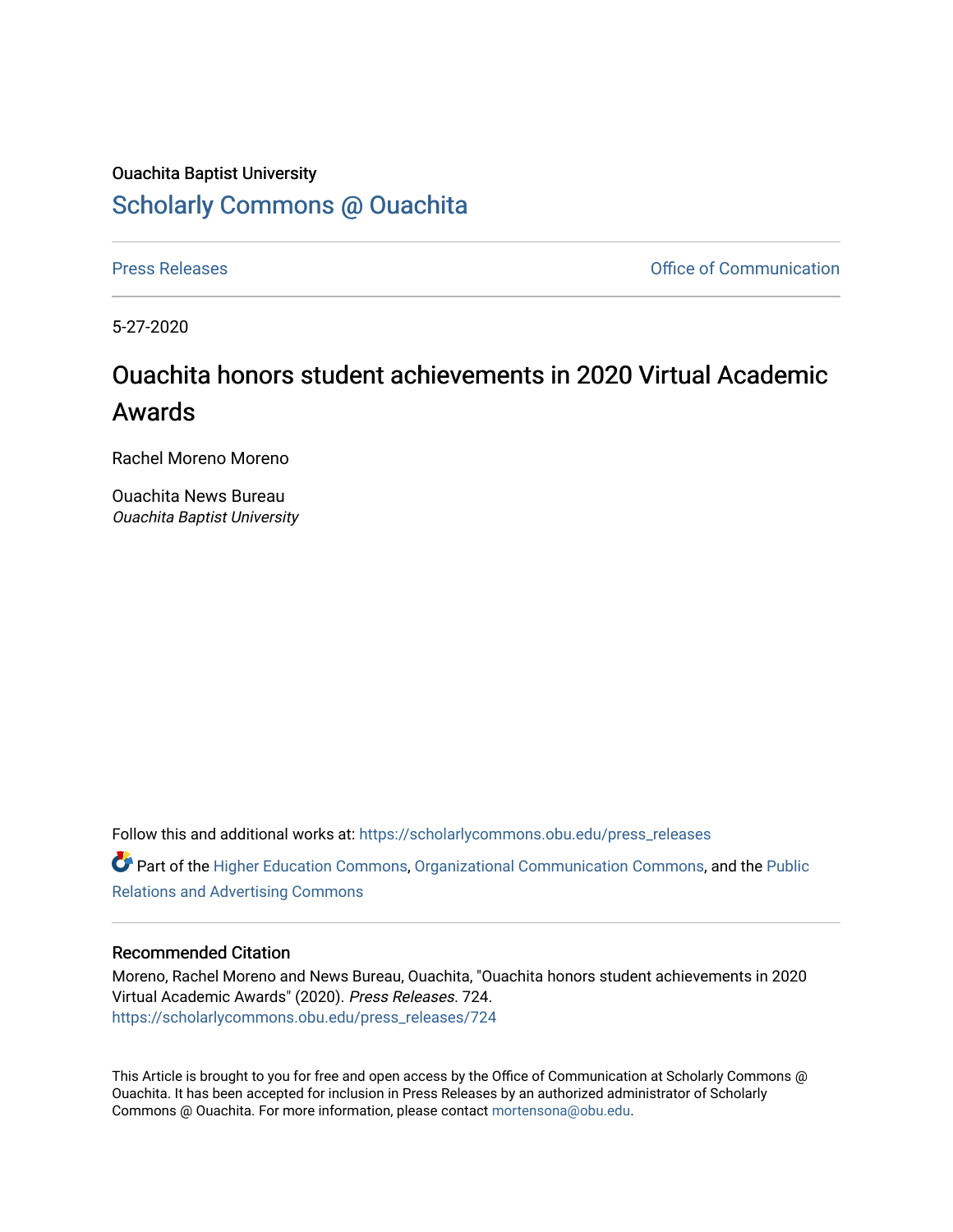Ouachita Baptist University

# Scholarly Commons @ Ouachita

Press Releases | Office of Communication

5-27-2020

# Ouachita honors student achievements in 2020 Virtual Academic Awards

Rachel Moreno Moreno

Ouachita News Bureau
*Ouachita Baptist University*

Follow this and additional works at: https://scholarlycommons.obu.edu/press_releases

Part of the Higher Education Commons, Organizational Communication Commons, and the Public Relations and Advertising Commons

## Recommended Citation

Moreno, Rachel Moreno and News Bureau, Ouachita, "Ouachita honors student achievements in 2020 Virtual Academic Awards" (2020). *Press Releases*. 724.
https://scholarlycommons.obu.edu/press_releases/724

This Article is brought to you for free and open access by the Office of Communication at Scholarly Commons @ Ouachita. It has been accepted for inclusion in Press Releases by an authorized administrator of Scholarly Commons @ Ouachita. For more information, please contact mortensona@obu.edu.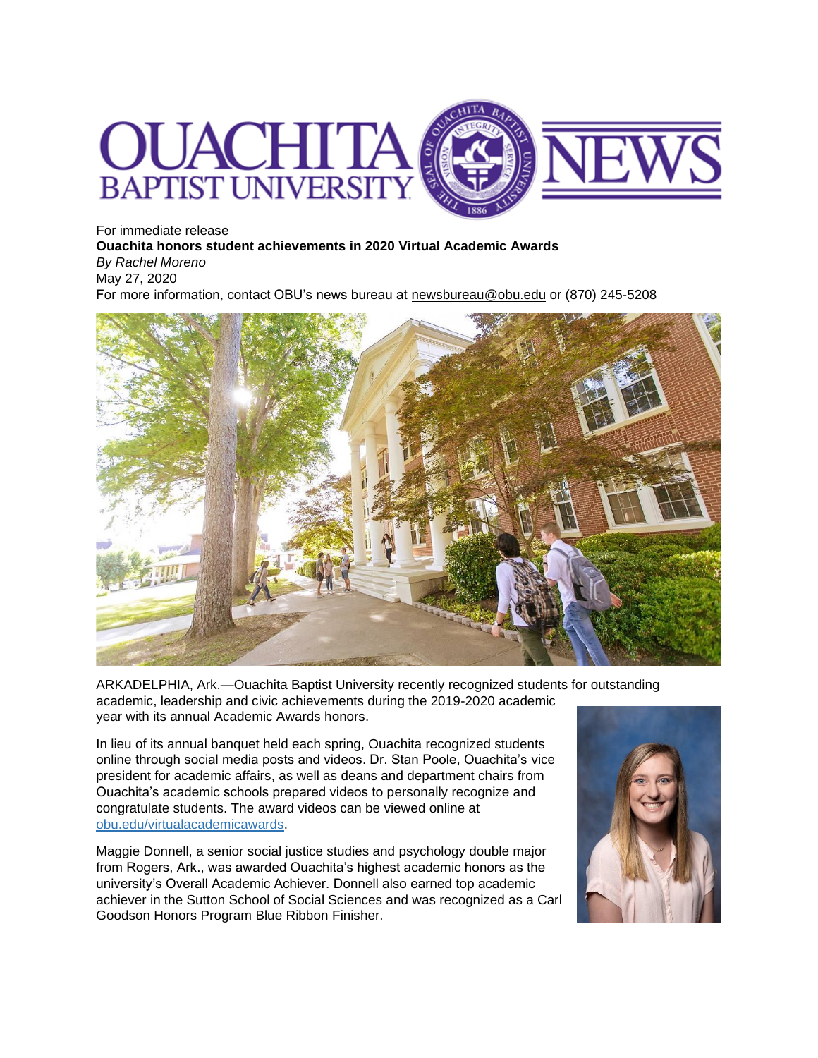For immediate release

**Ouachita honors student achievements in 2020 Virtual Academic Awards**

*By Rachel Moreno*

May 27, 2020

For more information, contact OBU's news bureau at newsbureau@obu.edu or (870) 245-5208

ARKADELPHIA, Ark.—Ouachita Baptist University recently recognized students for outstanding academic, leadership and civic achievements during the 2019-2020 academic year with its annual Academic Awards honors.

In lieu of its annual banquet held each spring, Ouachita recognized students online through social media posts and videos. Dr. Stan Poole, Ouachita's vice president for academic affairs, as well as deans and department chairs from Ouachita's academic schools prepared videos to personally recognize and congratulate students. The award videos can be viewed online at [obu.edu/virtualacademicawards](obu.edu/virtualacademicawards).

Maggie Donnell, a senior social justice studies and psychology double major from Rogers, Ark., was awarded Ouachita's highest academic honors as the university's Overall Academic Achiever. Donnell also earned top academic achiever in the Sutton School of Social Sciences and was recognized as a Carl Goodson Honors Program Blue Ribbon Finisher.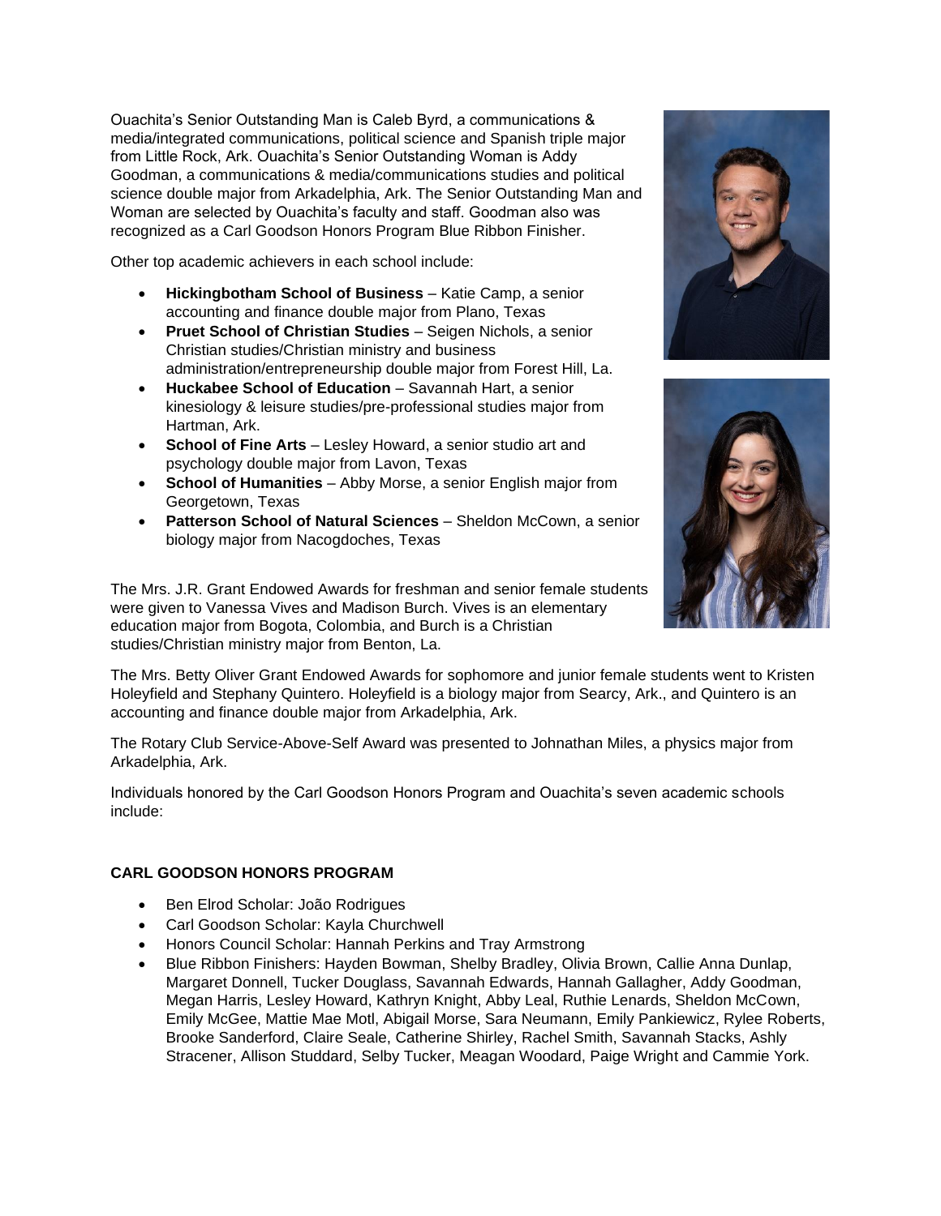Ouachita's Senior Outstanding Man is Caleb Byrd, a communications & media/integrated communications, political science and Spanish triple major from Little Rock, Ark. Ouachita's Senior Outstanding Woman is Addy Goodman, a communications & media/communications studies and political science double major from Arkadelphia, Ark. The Senior Outstanding Man and Woman are selected by Ouachita's faculty and staff. Goodman also was recognized as a Carl Goodson Honors Program Blue Ribbon Finisher.

Other top academic achievers in each school include:

- **Hickingbotham School of Business** – Katie Camp, a senior accounting and finance double major from Plano, Texas
- **Pruet School of Christian Studies** – Seigen Nichols, a senior Christian studies/Christian ministry and business administration/entrepreneurship double major from Forest Hill, La.
- **Huckabee School of Education** – Savannah Hart, a senior kinesiology & leisure studies/pre-professional studies major from Hartman, Ark.
- **School of Fine Arts** – Lesley Howard, a senior studio art and psychology double major from Lavon, Texas
- **School of Humanities** – Abby Morse, a senior English major from Georgetown, Texas
- **Patterson School of Natural Sciences** – Sheldon McCown, a senior biology major from Nacogdoches, Texas

The Mrs. J.R. Grant Endowed Awards for freshman and senior female students were given to Vanessa Vives and Madison Burch. Vives is an elementary education major from Bogota, Colombia, and Burch is a Christian studies/Christian ministry major from Benton, La.

The Mrs. Betty Oliver Grant Endowed Awards for sophomore and junior female students went to Kristen Holeyfield and Stephany Quintero. Holeyfield is a biology major from Searcy, Ark., and Quintero is an accounting and finance double major from Arkadelphia, Ark.

The Rotary Club Service-Above-Self Award was presented to Johnathan Miles, a physics major from Arkadelphia, Ark.

Individuals honored by the Carl Goodson Honors Program and Ouachita's seven academic schools include:

**CARL GOODSON HONORS PROGRAM**

- Ben Elrod Scholar: João Rodrigues
- Carl Goodson Scholar: Kayla Churchwell
- Honors Council Scholar: Hannah Perkins and Tray Armstrong
- Blue Ribbon Finishers: Hayden Bowman, Shelby Bradley, Olivia Brown, Callie Anna Dunlap, Margaret Donnell, Tucker Douglass, Savannah Edwards, Hannah Gallagher, Addy Goodman, Megan Harris, Lesley Howard, Kathryn Knight, Abby Leal, Ruthie Lenards, Sheldon McCown, Emily McGee, Mattie Mae Motl, Abigail Morse, Sara Neumann, Emily Pankiewicz, Rylee Roberts, Brooke Sanderford, Claire Seale, Catherine Shirley, Rachel Smith, Savannah Stacks, Ashly Stracener, Allison Studdard, Selby Tucker, Meagan Woodard, Paige Wright and Cammie York.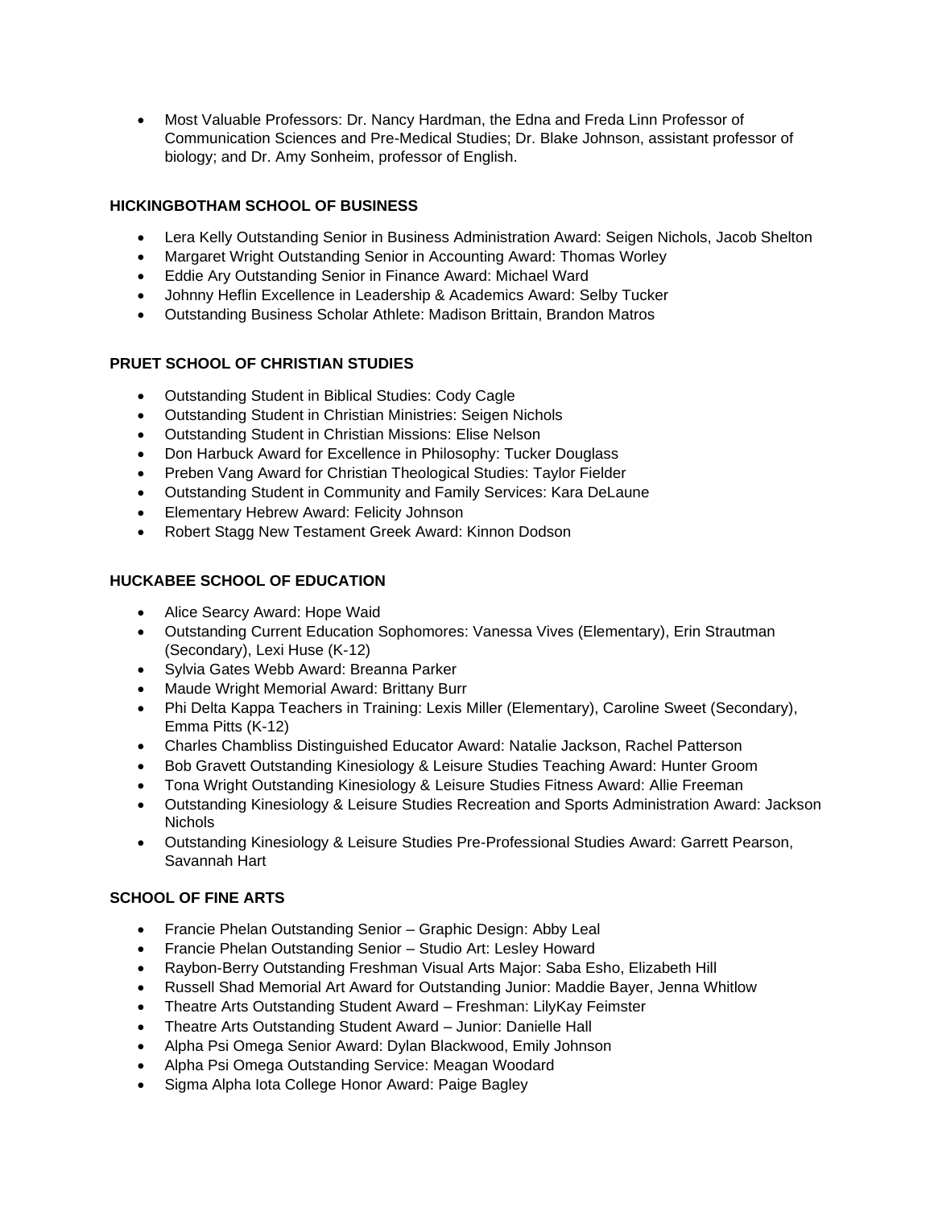- Most Valuable Professors: Dr. Nancy Hardman, the Edna and Freda Linn Professor of Communication Sciences and Pre-Medical Studies; Dr. Blake Johnson, assistant professor of biology; and Dr. Amy Sonheim, professor of English.

**HICKINGBOTHAM SCHOOL OF BUSINESS**

- Lera Kelly Outstanding Senior in Business Administration Award: Seigen Nichols, Jacob Shelton
- Margaret Wright Outstanding Senior in Accounting Award: Thomas Worley
- Eddie Ary Outstanding Senior in Finance Award: Michael Ward
- Johnny Heflin Excellence in Leadership & Academics Award: Selby Tucker
- Outstanding Business Scholar Athlete: Madison Brittain, Brandon Matros

**PRUET SCHOOL OF CHRISTIAN STUDIES**

- Outstanding Student in Biblical Studies: Cody Cagle
- Outstanding Student in Christian Ministries: Seigen Nichols
- Outstanding Student in Christian Missions: Elise Nelson
- Don Harbuck Award for Excellence in Philosophy: Tucker Douglass
- Preben Vang Award for Christian Theological Studies: Taylor Fielder
- Outstanding Student in Community and Family Services: Kara DeLaune
- Elementary Hebrew Award: Felicity Johnson
- Robert Stagg New Testament Greek Award: Kinnon Dodson

**HUCKABEE SCHOOL OF EDUCATION**

- Alice Searcy Award: Hope Waid
- Outstanding Current Education Sophomores: Vanessa Vives (Elementary), Erin Strautman (Secondary), Lexi Huse (K-12)
- Sylvia Gates Webb Award: Breanna Parker
- Maude Wright Memorial Award: Brittany Burr
- Phi Delta Kappa Teachers in Training: Lexis Miller (Elementary), Caroline Sweet (Secondary), Emma Pitts (K-12)
- Charles Chambliss Distinguished Educator Award: Natalie Jackson, Rachel Patterson
- Bob Gravett Outstanding Kinesiology & Leisure Studies Teaching Award: Hunter Groom
- Tona Wright Outstanding Kinesiology & Leisure Studies Fitness Award: Allie Freeman
- Outstanding Kinesiology & Leisure Studies Recreation and Sports Administration Award: Jackson Nichols
- Outstanding Kinesiology & Leisure Studies Pre-Professional Studies Award: Garrett Pearson, Savannah Hart

**SCHOOL OF FINE ARTS**

- Francie Phelan Outstanding Senior – Graphic Design: Abby Leal
- Francie Phelan Outstanding Senior – Studio Art: Lesley Howard
- Raybon-Berry Outstanding Freshman Visual Arts Major: Saba Esho, Elizabeth Hill
- Russell Shad Memorial Art Award for Outstanding Junior: Maddie Bayer, Jenna Whitlow
- Theatre Arts Outstanding Student Award – Freshman: LilyKay Feimster
- Theatre Arts Outstanding Student Award – Junior: Danielle Hall
- Alpha Psi Omega Senior Award: Dylan Blackwood, Emily Johnson
- Alpha Psi Omega Outstanding Service: Meagan Woodard
- Sigma Alpha Iota College Honor Award: Paige Bagley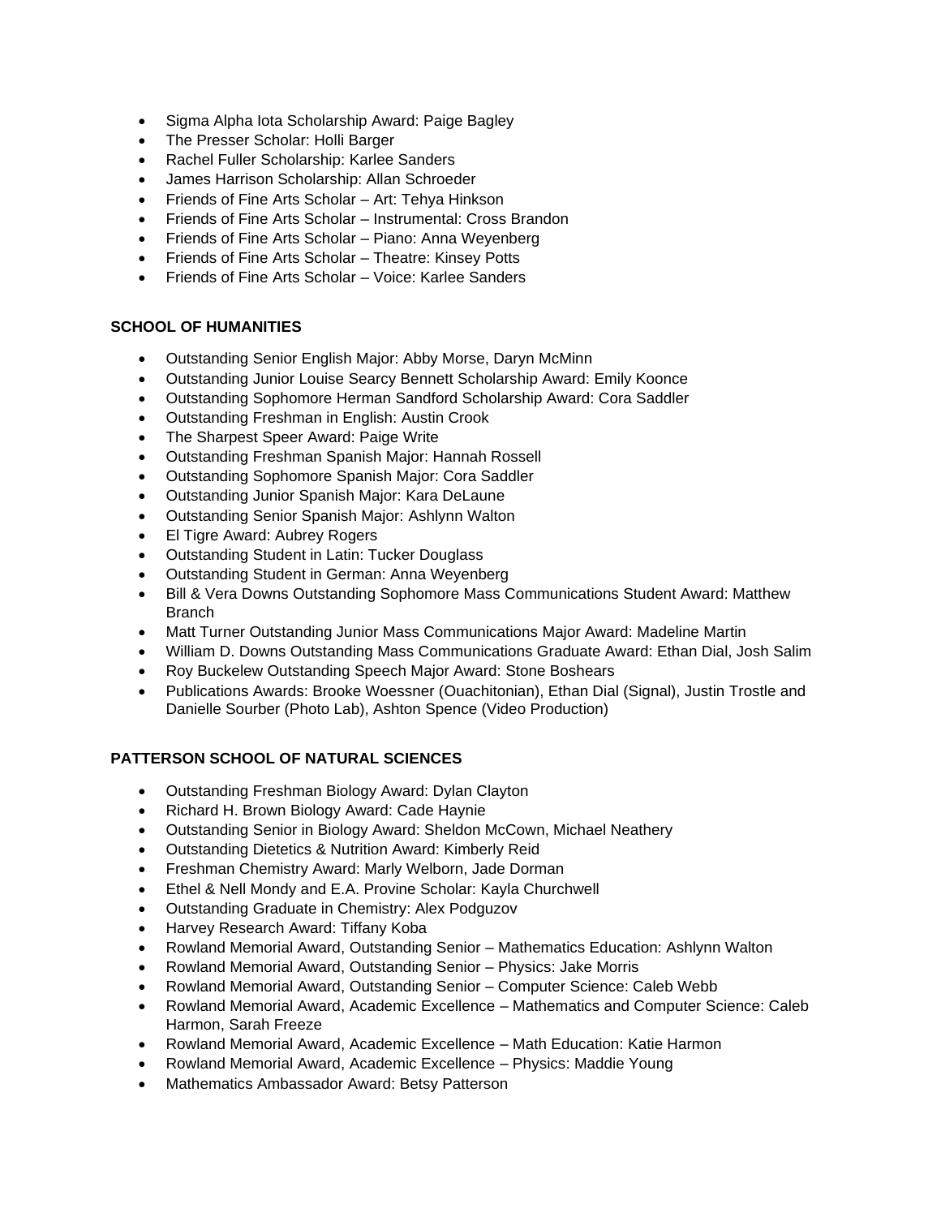- Sigma Alpha Iota Scholarship Award: Paige Bagley
- The Presser Scholar: Holli Barger
- Rachel Fuller Scholarship: Karlee Sanders
- James Harrison Scholarship: Allan Schroeder
- Friends of Fine Arts Scholar – Art: Tehya Hinkson
- Friends of Fine Arts Scholar – Instrumental: Cross Brandon
- Friends of Fine Arts Scholar – Piano: Anna Weyenberg
- Friends of Fine Arts Scholar – Theatre: Kinsey Potts
- Friends of Fine Arts Scholar – Voice: Karlee Sanders

**SCHOOL OF HUMANITIES**

- Outstanding Senior English Major: Abby Morse, Daryn McMinn
- Outstanding Junior Louise Searcy Bennett Scholarship Award: Emily Koonce
- Outstanding Sophomore Herman Sandford Scholarship Award: Cora Saddler
- Outstanding Freshman in English: Austin Crook
- The Sharpest Speer Award: Paige Write
- Outstanding Freshman Spanish Major: Hannah Rossell
- Outstanding Sophomore Spanish Major: Cora Saddler
- Outstanding Junior Spanish Major: Kara DeLaune
- Outstanding Senior Spanish Major: Ashlynn Walton
- El Tigre Award: Aubrey Rogers
- Outstanding Student in Latin: Tucker Douglass
- Outstanding Student in German: Anna Weyenberg
- Bill & Vera Downs Outstanding Sophomore Mass Communications Student Award: Matthew Branch
- Matt Turner Outstanding Junior Mass Communications Major Award: Madeline Martin
- William D. Downs Outstanding Mass Communications Graduate Award: Ethan Dial, Josh Salim
- Roy Buckelew Outstanding Speech Major Award: Stone Boshears
- Publications Awards: Brooke Woessner (Ouachitonian), Ethan Dial (Signal), Justin Trostle and Danielle Sourber (Photo Lab), Ashton Spence (Video Production)

**PATTERSON SCHOOL OF NATURAL SCIENCES**

- Outstanding Freshman Biology Award: Dylan Clayton
- Richard H. Brown Biology Award: Cade Haynie
- Outstanding Senior in Biology Award: Sheldon McCown, Michael Neathery
- Outstanding Dietetics & Nutrition Award: Kimberly Reid
- Freshman Chemistry Award: Marly Welborn, Jade Dorman
- Ethel & Nell Mondy and E.A. Provine Scholar: Kayla Churchwell
- Outstanding Graduate in Chemistry: Alex Podguzov
- Harvey Research Award: Tiffany Koba
- Rowland Memorial Award, Outstanding Senior – Mathematics Education: Ashlynn Walton
- Rowland Memorial Award, Outstanding Senior – Physics: Jake Morris
- Rowland Memorial Award, Outstanding Senior – Computer Science: Caleb Webb
- Rowland Memorial Award, Academic Excellence – Mathematics and Computer Science: Caleb Harmon, Sarah Freeze
- Rowland Memorial Award, Academic Excellence – Math Education: Katie Harmon
- Rowland Memorial Award, Academic Excellence – Physics: Maddie Young
- Mathematics Ambassador Award: Betsy Patterson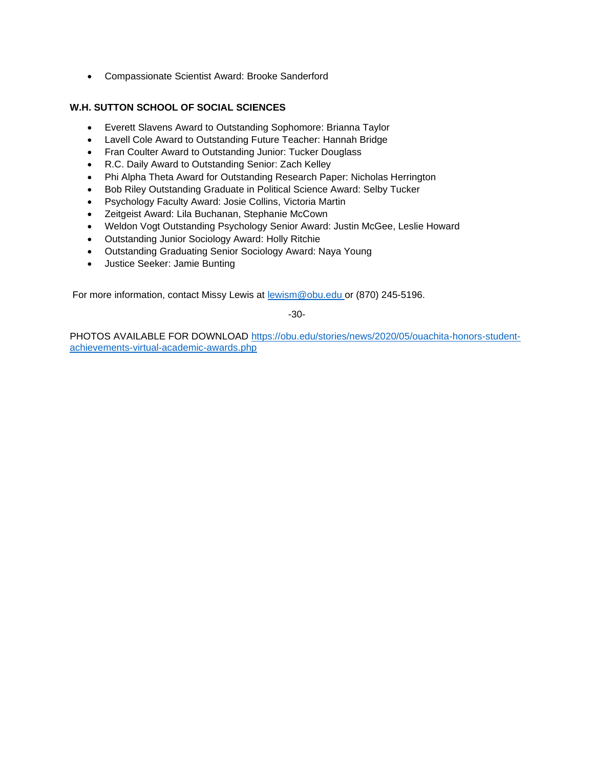- Compassionate Scientist Award: Brooke Sanderford

**W.H. SUTTON SCHOOL OF SOCIAL SCIENCES**

- Everett Slavens Award to Outstanding Sophomore: Brianna Taylor
- Lavell Cole Award to Outstanding Future Teacher: Hannah Bridge
- Fran Coulter Award to Outstanding Junior: Tucker Douglass
- R.C. Daily Award to Outstanding Senior: Zach Kelley
- Phi Alpha Theta Award for Outstanding Research Paper: Nicholas Herrington
- Bob Riley Outstanding Graduate in Political Science Award: Selby Tucker
- Psychology Faculty Award: Josie Collins, Victoria Martin
- Zeitgeist Award: Lila Buchanan, Stephanie McCown
- Weldon Vogt Outstanding Psychology Senior Award: Justin McGee, Leslie Howard
- Outstanding Junior Sociology Award: Holly Ritchie
- Outstanding Graduating Senior Sociology Award: Naya Young
- Justice Seeker: Jamie Bunting

For more information, contact Missy Lewis at [lewism@obu.edu](mailto:lewism@obu.edu) or (870) 245-5196.

-30-

PHOTOS AVAILABLE FOR DOWNLOAD [https://obu.edu/stories/news/2020/05/ouachita-honors-student-achievements-virtual-academic-awards.php](https://obu.edu/stories/news/2020/05/ouachita-honors-student-achievements-virtual-academic-awards.php)